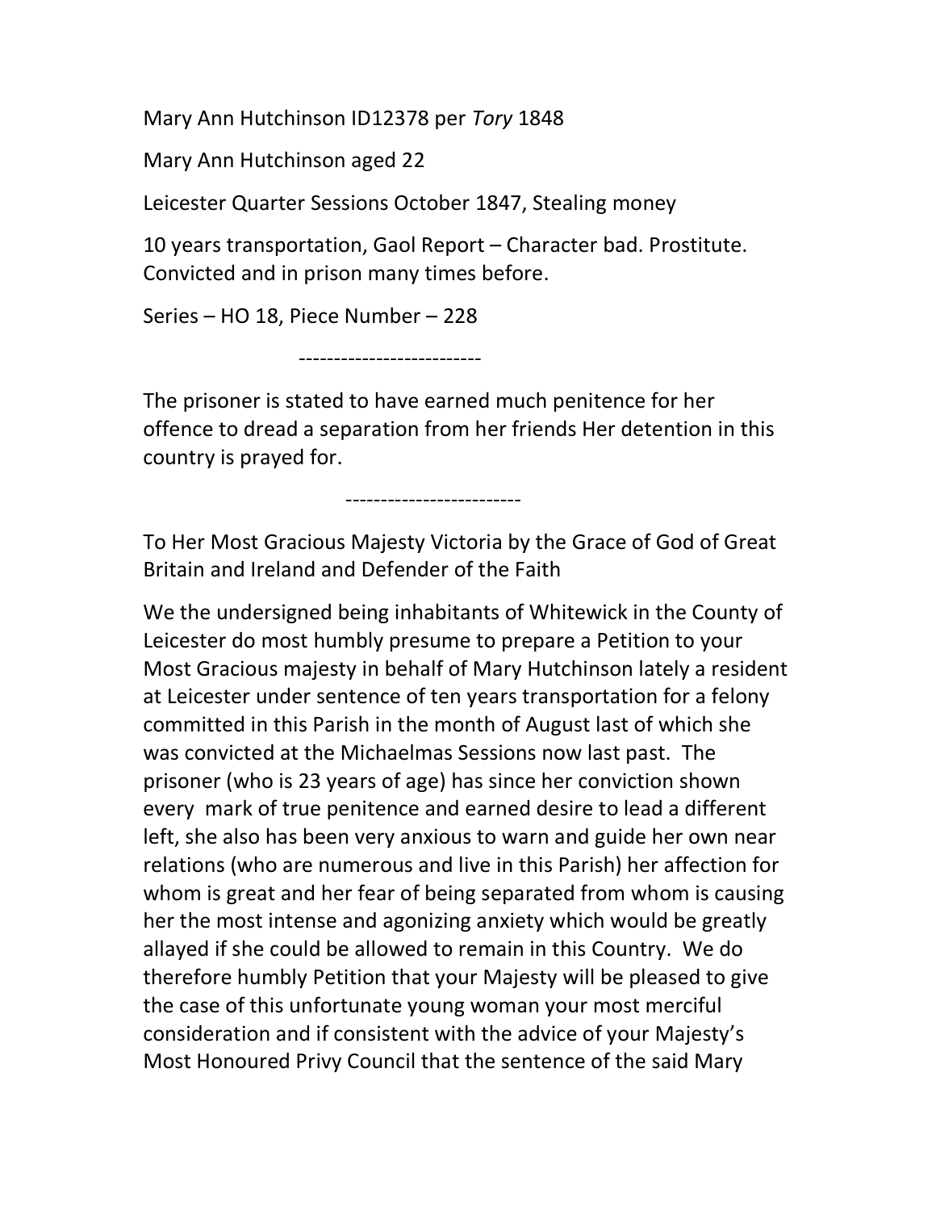Mary Ann Hutchinson ID12378 per *Tory* 1848

Mary Ann Hutchinson aged 22

Leicester Quarter Sessions October 1847, Stealing money

10 years transportation, Gaol Report – Character bad. Prostitute. Convicted and in prison many times before.

Series – HO 18, Piece Number – 228

--------------------------

The prisoner is stated to have earned much penitence for her offence to dread a separation from her friends Her detention in this country is prayed for.

-------------------------

To Her Most Gracious Majesty Victoria by the Grace of God of Great Britain and Ireland and Defender of the Faith

We the undersigned being inhabitants of Whitewick in the County of Leicester do most humbly presume to prepare a Petition to your Most Gracious majesty in behalf of Mary Hutchinson lately a resident at Leicester under sentence of ten years transportation for a felony committed in this Parish in the month of August last of which she was convicted at the Michaelmas Sessions now last past. The prisoner (who is 23 years of age) has since her conviction shown every mark of true penitence and earned desire to lead a different left, she also has been very anxious to warn and guide her own near relations (who are numerous and live in this Parish) her affection for whom is great and her fear of being separated from whom is causing her the most intense and agonizing anxiety which would be greatly allayed if she could be allowed to remain in this Country. We do therefore humbly Petition that your Majesty will be pleased to give the case of this unfortunate young woman your most merciful consideration and if consistent with the advice of your Majesty's Most Honoured Privy Council that the sentence of the said Mary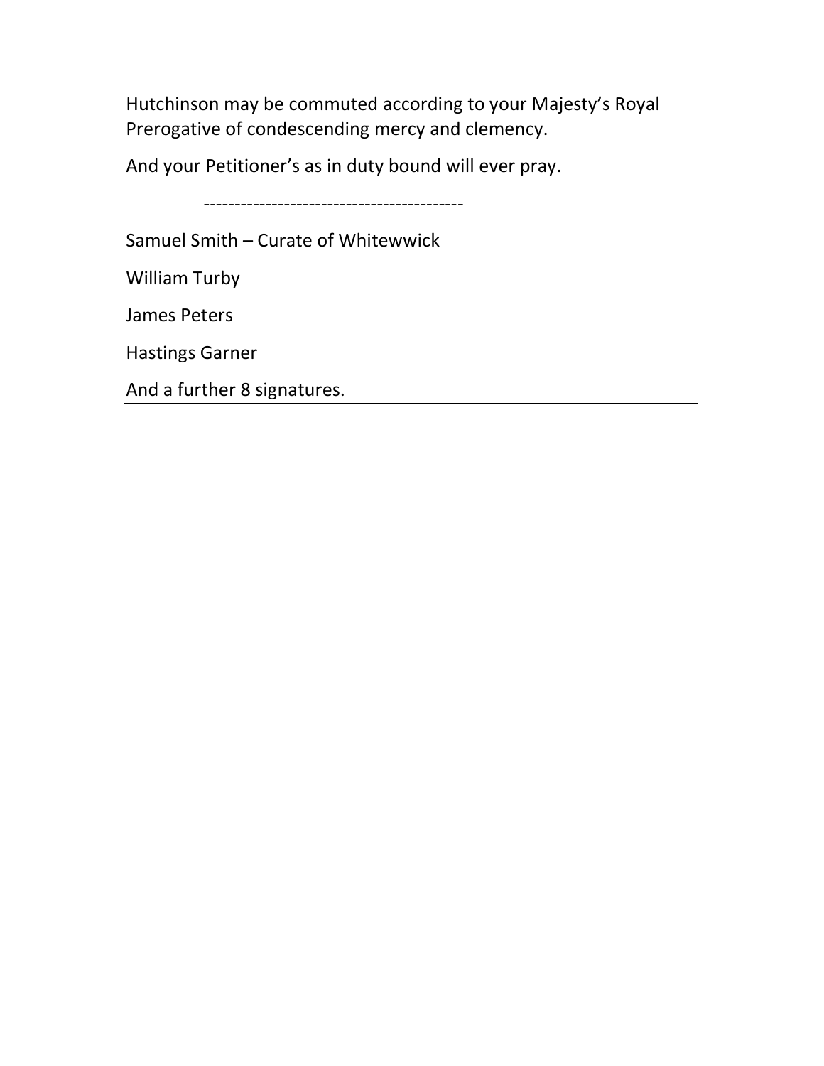Hutchinson may be commuted according to your Majesty's Royal Prerogative of condescending mercy and clemency.

And your Petitioner's as in duty bound will ever pray.

------------------------------------------

Samuel Smith – Curate of Whitewwick

William Turby

James Peters

Hastings Garner

And a further 8 signatures.